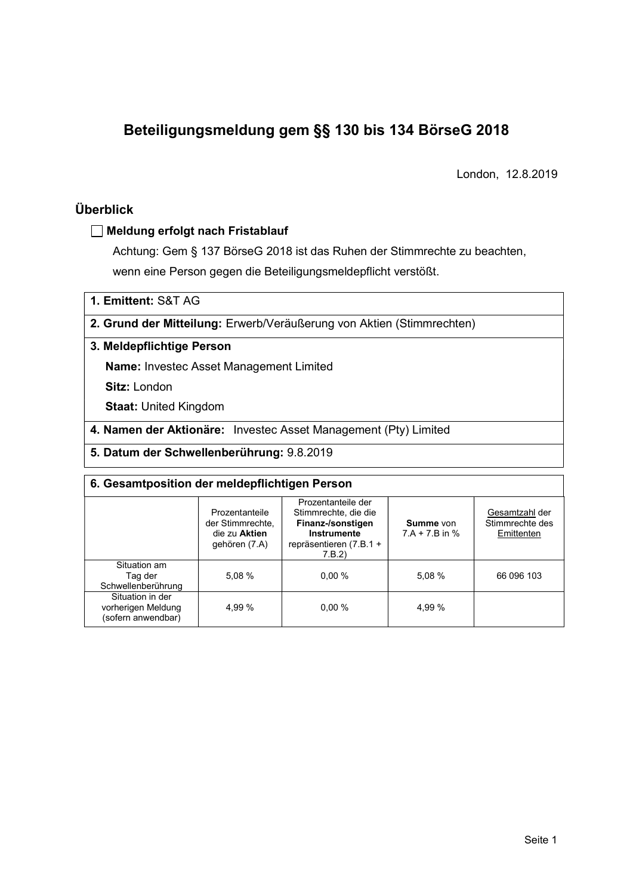# Beteiligungsmeldung gem §§ 130 bis 134 BörseG 2018

London, 12.8.2019

## Überblick

☐ **Meldung erfolgt nach Fristablauf**

Achtung: Gem § 137 BörseG 2018 ist das Ruhen der Stimmrechte zu beachten, wenn eine Person gegen die Beteiligungsmeldepflicht verstößt.

**1. Emittent:** S&T AG

**2. Grund der Mitteilung:** Erwerb/Veräußerung von Aktien (Stimmrechten)

**3. Meldepflichtige Person**

**Name:** Investec Asset Management Limited

**Sitz:** London

**Staat:** United Kingdom

**4. Namen der Aktionäre:** Investec Asset Management (Pty) Limited

**5. Datum der Schwellenberührung:** 9.8.2019

**6. Gesamtposition der meldepflichtigen Person**

| | Prozentanteile der Stimmrechte, die zu **Aktien** gehören (7.A) | Prozentanteile der Stimmrechte, die die **Finanz-/sonstigen Instrumente** repräsentieren (7.B.1 + 7.B.2) | **Summe** von 7.A + 7.B in % | Gesamtzahl der Stimmrechte des Emittenten |
|---|---|---|---|---|
| Situation am Tag der Schwellenberührung | 5,08 % | 0,00 % | 5,08 % | 66 096 103 |
| Situation in der vorherigen Meldung (sofern anwendbar) | 4,99 % | 0,00 % | 4,99 % | |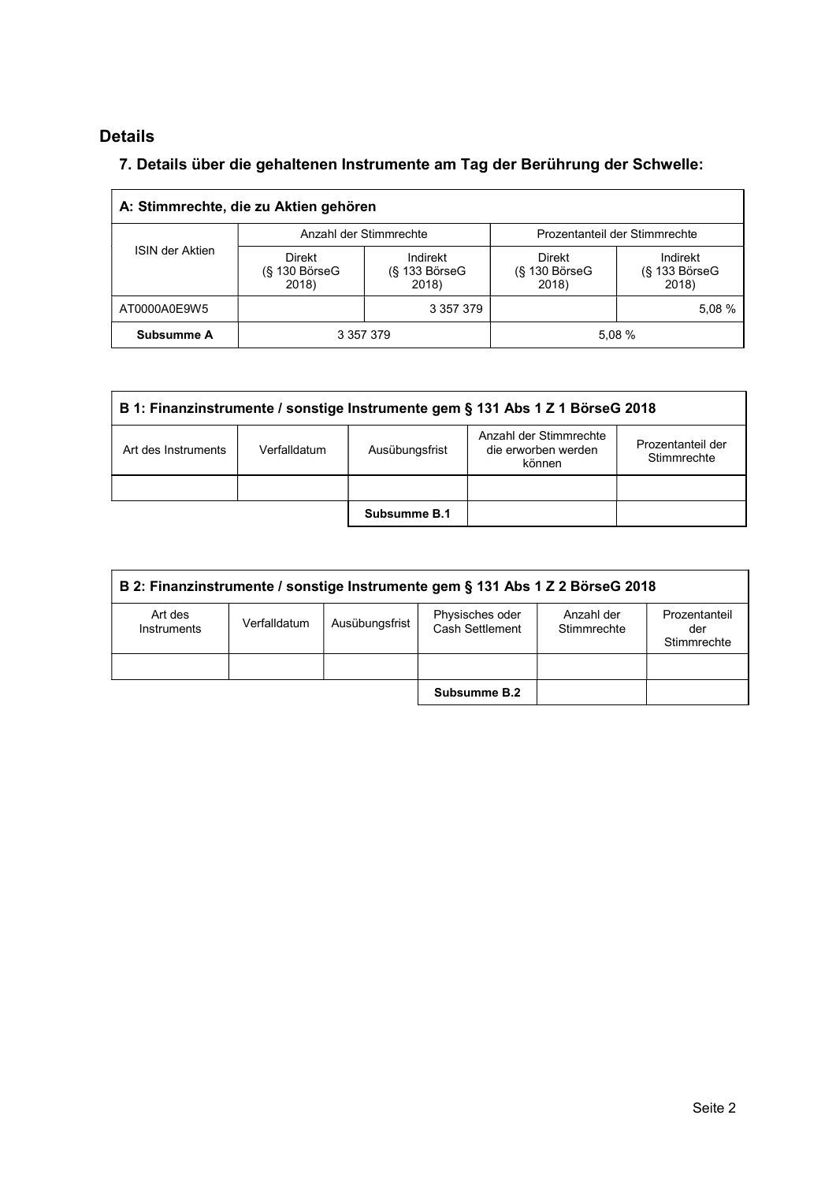## Details

### 7. Details über die gehaltenen Instrumente am Tag der Berührung der Schwelle:

| A: Stimmrechte, die zu Aktien gehören | | | | |
|---|---|---|---|---|
| ISIN der Aktien | Anzahl der Stimmrechte | | Prozentanteil der Stimmrechte | |
| | Direkt (§ 130 BörseG 2018) | Indirekt (§ 133 BörseG 2018) | Direkt (§ 130 BörseG 2018) | Indirekt (§ 133 BörseG 2018) |
| AT0000A0E9W5 | | 3 357 379 | | 5,08 % |
| **Subsumme A** | 3 357 379 | | 5,08 % | |

| B 1: Finanzinstrumente / sonstige Instrumente gem § 131 Abs 1 Z 1 BörseG 2018 | | | | |
|---|---|---|---|---|
| Art des Instruments | Verfalldatum | Ausübungsfrist | Anzahl der Stimmrechte die erworben werden können | Prozentanteil der Stimmrechte |
| | | | | |
| | | **Subsumme B.1** | | |

| B 2: Finanzinstrumente / sonstige Instrumente gem § 131 Abs 1 Z 2 BörseG 2018 | | | | | |
|---|---|---|---|---|---|
| Art des Instruments | Verfalldatum | Ausübungsfrist | Physisches oder Cash Settlement | Anzahl der Stimmrechte | Prozentanteil der Stimmrechte |
| | | | | | |
| | | | **Subsumme B.2** | | |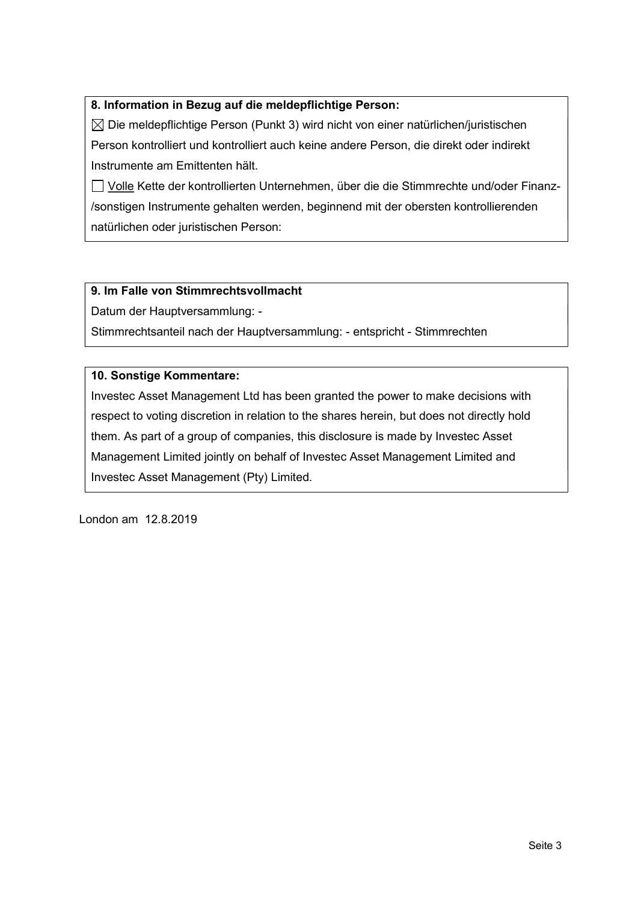**8. Information in Bezug auf die meldepflichtige Person:**

☒ Die meldepflichtige Person (Punkt 3) wird nicht von einer natürlichen/juristischen Person kontrolliert und kontrolliert auch keine andere Person, die direkt oder indirekt Instrumente am Emittenten hält.

☐ Volle Kette der kontrollierten Unternehmen, über die die Stimmrechte und/oder Finanz-/sonstigen Instrumente gehalten werden, beginnend mit der obersten kontrollierenden natürlichen oder juristischen Person:

**9. Im Falle von Stimmrechtsvollmacht**

Datum der Hauptversammlung: -

Stimmrechtsanteil nach der Hauptversammlung: - entspricht - Stimmrechten

**10. Sonstige Kommentare:**

Investec Asset Management Ltd has been granted the power to make decisions with respect to voting discretion in relation to the shares herein, but does not directly hold them. As part of a group of companies, this disclosure is made by Investec Asset Management Limited jointly on behalf of Investec Asset Management Limited and Investec Asset Management (Pty) Limited.

London am 12.8.2019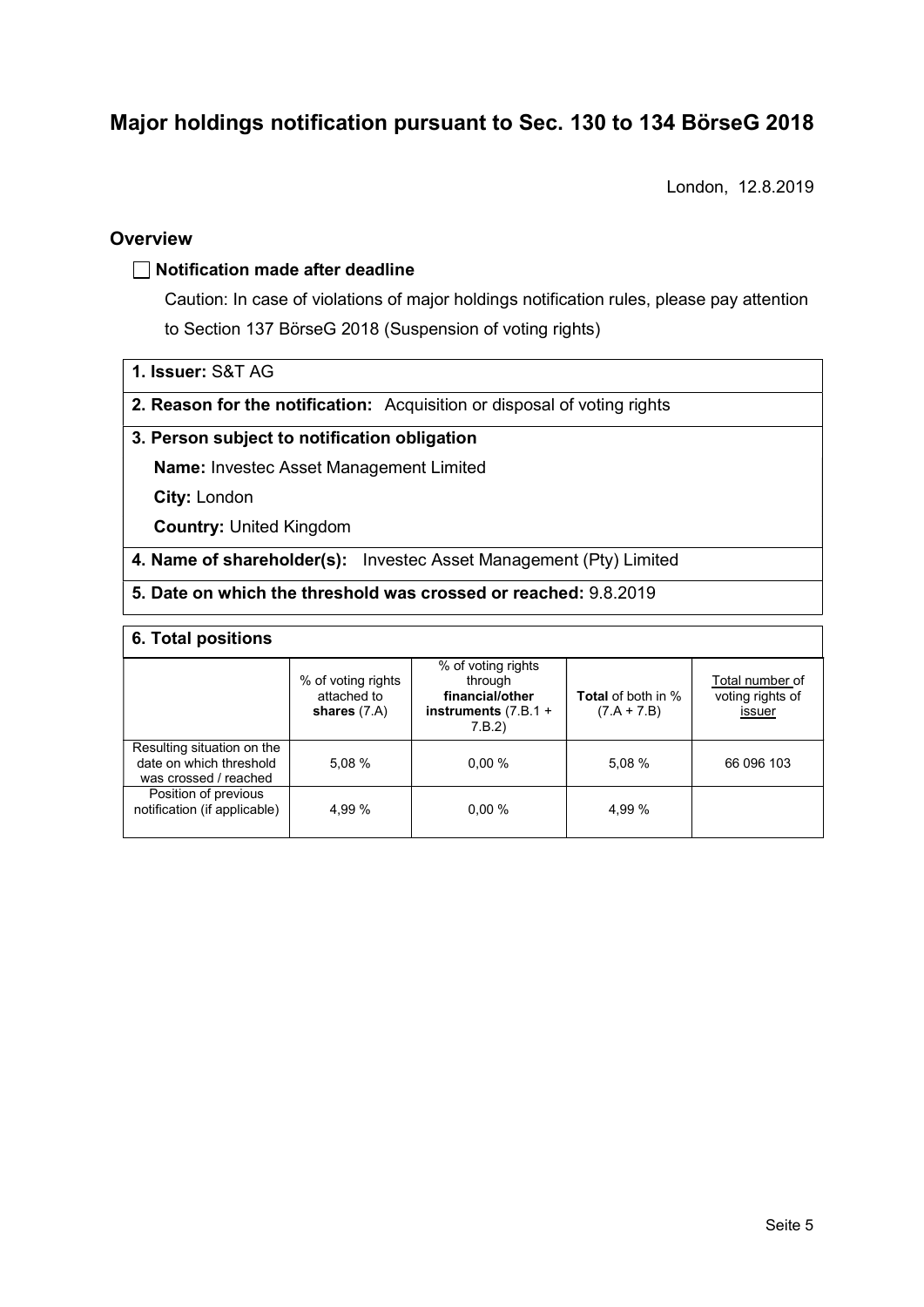# Major holdings notification pursuant to Sec. 130 to 134 BörseG 2018

London, 12.8.2019

## Overview

☐ **Notification made after deadline**

Caution: In case of violations of major holdings notification rules, please pay attention to Section 137 BörseG 2018 (Suspension of voting rights)

**1. Issuer:** S&T AG

**2. Reason for the notification:** Acquisition or disposal of voting rights

**3. Person subject to notification obligation**

**Name:** Investec Asset Management Limited

**City:** London

**Country:** United Kingdom

**4. Name of shareholder(s):** Investec Asset Management (Pty) Limited

**5. Date on which the threshold was crossed or reached:** 9.8.2019

**6. Total positions**

| | % of voting rights attached to **shares** (7.A) | % of voting rights through **financial/other instruments** (7.B.1 + 7.B.2) | **Total** of both in % (7.A + 7.B) | Total number of voting rights of issuer |
|---|---|---|---|---|
| Resulting situation on the date on which threshold was crossed / reached | 5,08 % | 0,00 % | 5,08 % | 66 096 103 |
| Position of previous notification (if applicable) | 4,99 % | 0,00 % | 4,99 % | |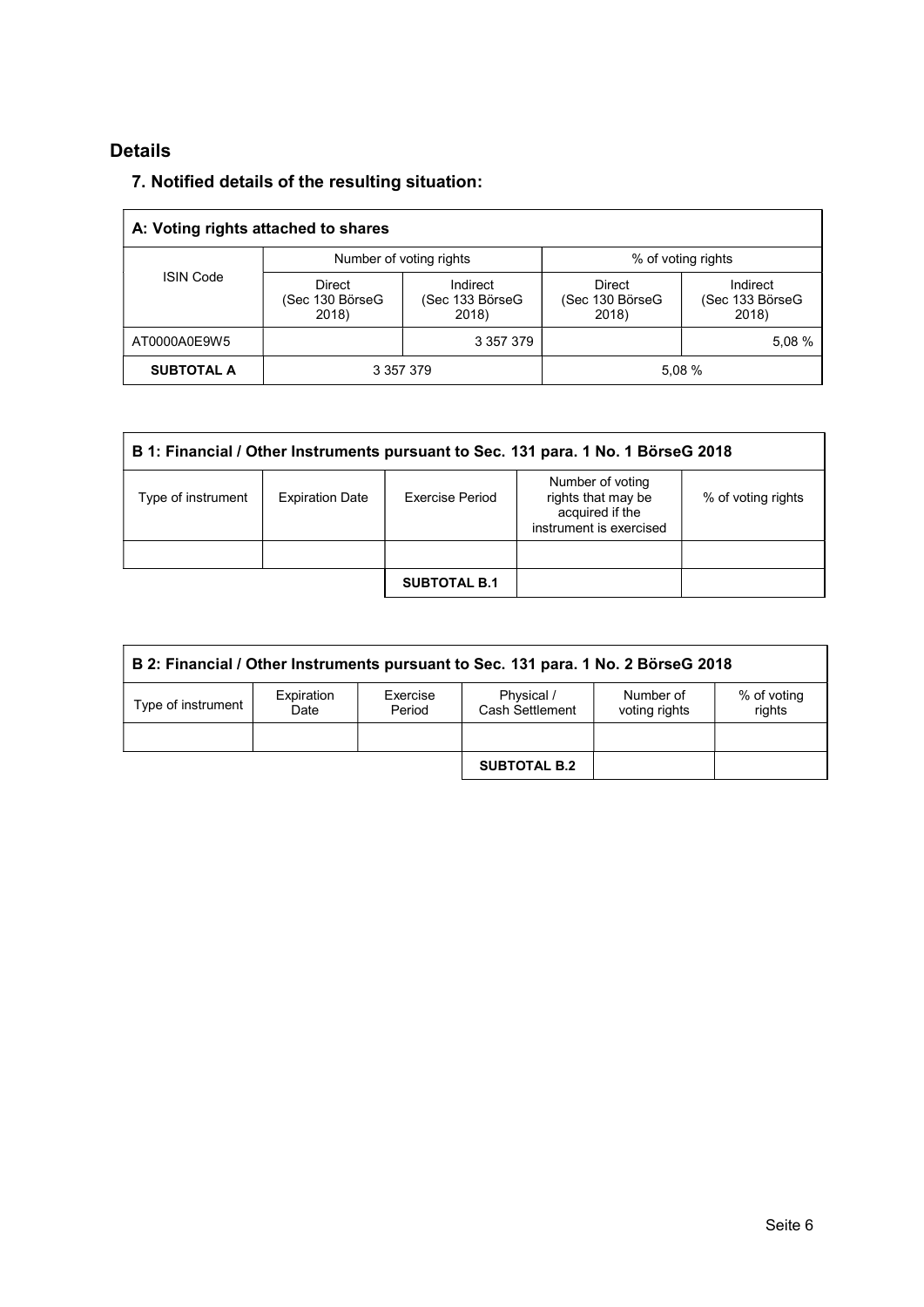## Details

### 7. Notified details of the resulting situation:

| A: Voting rights attached to shares | | | | |
|---|---|---|---|---|
| ISIN Code | Number of voting rights | | % of voting rights | |
| | Direct (Sec 130 BörseG 2018) | Indirect (Sec 133 BörseG 2018) | Direct (Sec 130 BörseG 2018) | Indirect (Sec 133 BörseG 2018) |
| AT0000A0E9W5 | | 3 357 379 | | 5,08 % |
| **SUBTOTAL A** | 3 357 379 | | 5,08 % | |

| B 1: Financial / Other Instruments pursuant to Sec. 131 para. 1 No. 1 BörseG 2018 | | | | |
|---|---|---|---|---|
| Type of instrument | Expiration Date | Exercise Period | Number of voting rights that may be acquired if the instrument is exercised | % of voting rights |
| | | | | |
| | | **SUBTOTAL B.1** | | |

| B 2: Financial / Other Instruments pursuant to Sec. 131 para. 1 No. 2 BörseG 2018 | | | | | |
|---|---|---|---|---|---|
| Type of instrument | Expiration Date | Exercise Period | Physical / Cash Settlement | Number of voting rights | % of voting rights |
| | | | | | |
| | | | **SUBTOTAL B.2** | | |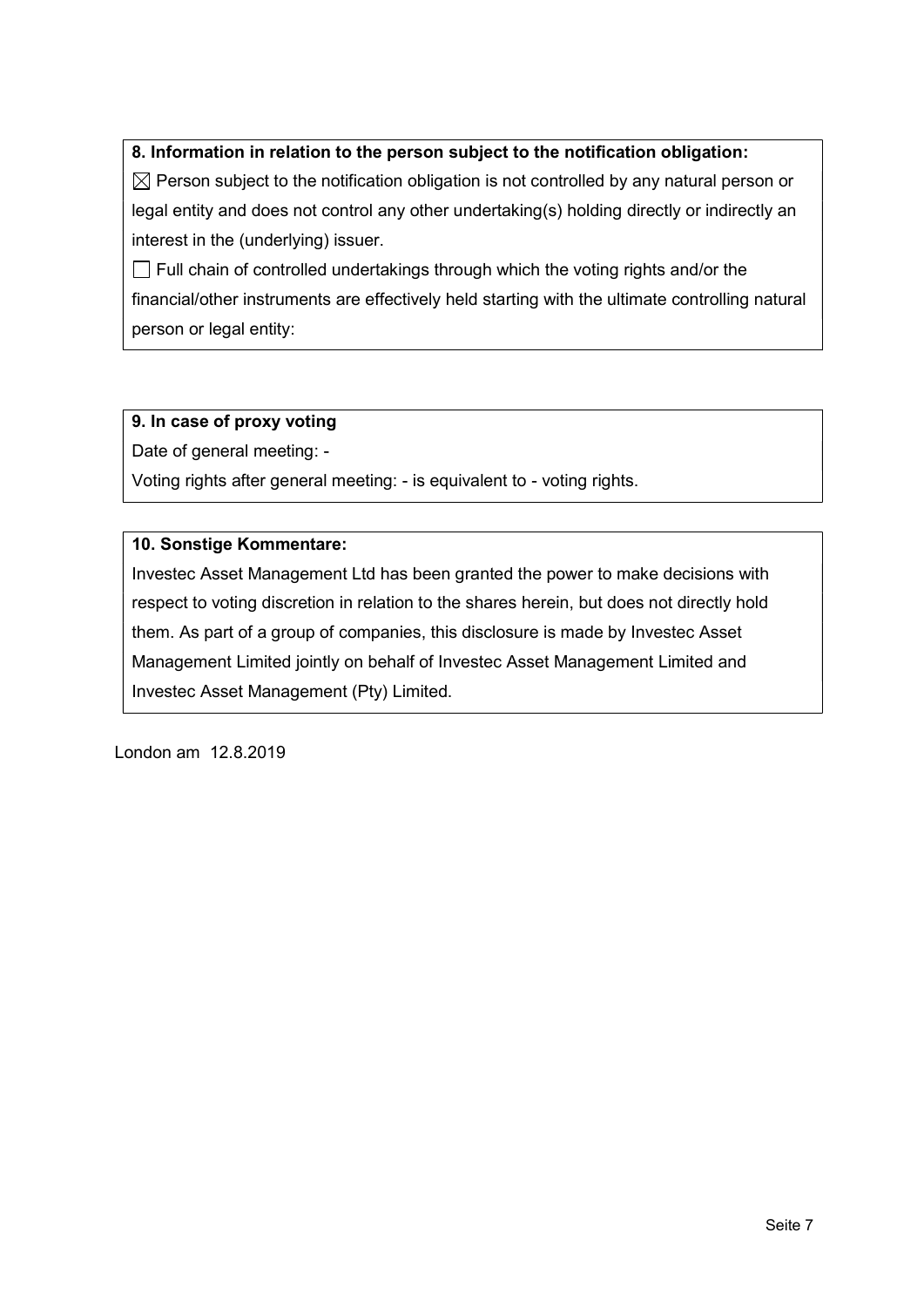**8. Information in relation to the person subject to the notification obligation:**

☒ Person subject to the notification obligation is not controlled by any natural person or legal entity and does not control any other undertaking(s) holding directly or indirectly an interest in the (underlying) issuer.

☐ Full chain of controlled undertakings through which the voting rights and/or the financial/other instruments are effectively held starting with the ultimate controlling natural person or legal entity:

**9. In case of proxy voting**

Date of general meeting: -

Voting rights after general meeting: - is equivalent to - voting rights.

**10. Sonstige Kommentare:**

Investec Asset Management Ltd has been granted the power to make decisions with respect to voting discretion in relation to the shares herein, but does not directly hold them. As part of a group of companies, this disclosure is made by Investec Asset Management Limited jointly on behalf of Investec Asset Management Limited and Investec Asset Management (Pty) Limited.

London am 12.8.2019